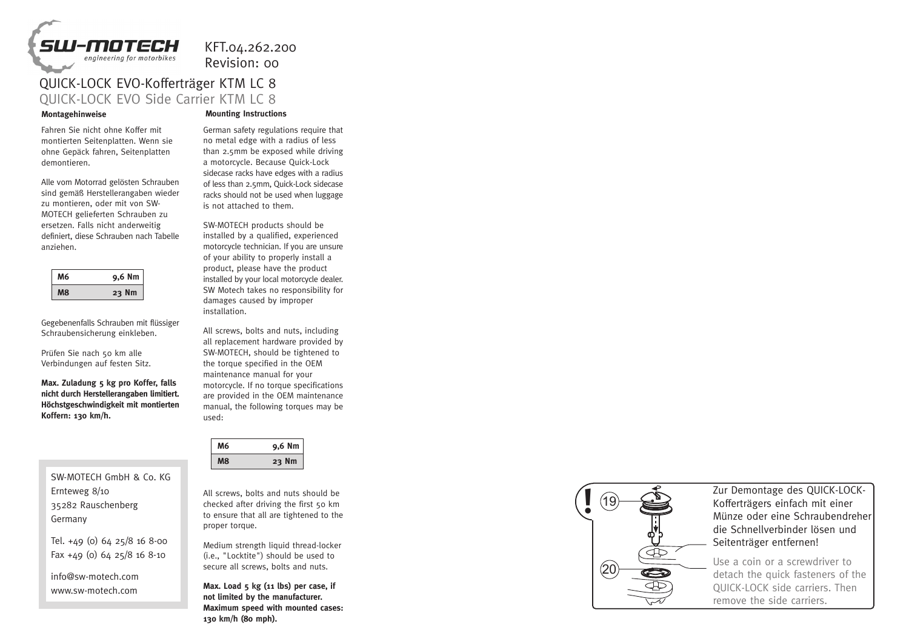KFT.04.262.200
Revision: 00

# QUICK-LOCK EVO-Kofferträger KTM LC 8

# QUICK-LOCK EVO Side Carrier KTM LC 8

### Montagehinweise

Fahren Sie nicht ohne Koffer mit montierten Seitenplatten. Wenn sie ohne Gepäck fahren, Seitenplatten demontieren.

Alle vom Motorrad gelösten Schrauben sind gemäß Herstellerangaben wieder zu montieren, oder mit von SW-MOTECH gelieferten Schrauben zu ersetzen. Falls nicht anderweitig definiert, diese Schrauben nach Tabelle anziehen.

| M6 | 9,6 Nm |
|---|---|
| M8 | 23 Nm |

Gegebenenfalls Schrauben mit flüssiger Schraubensicherung einkleben.

Prüfen Sie nach 50 km alle Verbindungen auf festen Sitz.

**Max. Zuladung 5 kg pro Koffer, falls nicht durch Herstellerangaben limitiert. Höchstgeschwindigkeit mit montierten Koffern: 130 km/h.**

SW-MOTECH GmbH & Co. KG
Ernteweg 8/10
35282 Rauschenberg
Germany

Tel. +49 (0) 64 25/8 16 8-00
Fax +49 (0) 64 25/8 16 8-10

info@sw-motech.com
www.sw-motech.com

### Mounting Instructions

German safety regulations require that no metal edge with a radius of less than 2.5mm be exposed while driving a motorcycle. Because Quick-Lock sidecase racks have edges with a radius of less than 2.5mm, Quick-Lock sidecase racks should not be used when luggage is not attached to them.

SW-MOTECH products should be installed by a qualified, experienced motorcycle technician. If you are unsure of your ability to properly install a product, please have the product installed by your local motorcycle dealer. SW Motech takes no responsibility for damages caused by improper installation.

All screws, bolts and nuts, including all replacement hardware provided by SW-MOTECH, should be tightened to the torque specified in the OEM maintenance manual for your motorcycle. If no torque specifications are provided in the OEM maintenance manual, the following torques may be used:

| M6 | 9,6 Nm |
|---|---|
| M8 | 23 Nm |

All screws, bolts and nuts should be checked after driving the first 50 km to ensure that all are tightened to the proper torque.

Medium strength liquid thread-locker (i.e., "Locktite") should be used to secure all screws, bolts and nuts.

**Max. Load 5 kg (11 lbs) per case, if not limited by the manufacturer. Maximum speed with mounted cases: 130 km/h (80 mph).**

! 19 20

Zur Demontage des QUICK-LOCK-Kofferträgers einfach mit einer Münze oder eine Schraubendreher die Schnellverbinder lösen und Seitenträger entfernen!

Use a coin or a screwdriver to detach the quick fasteners of the QUICK-LOCK side carriers. Then remove the side carriers.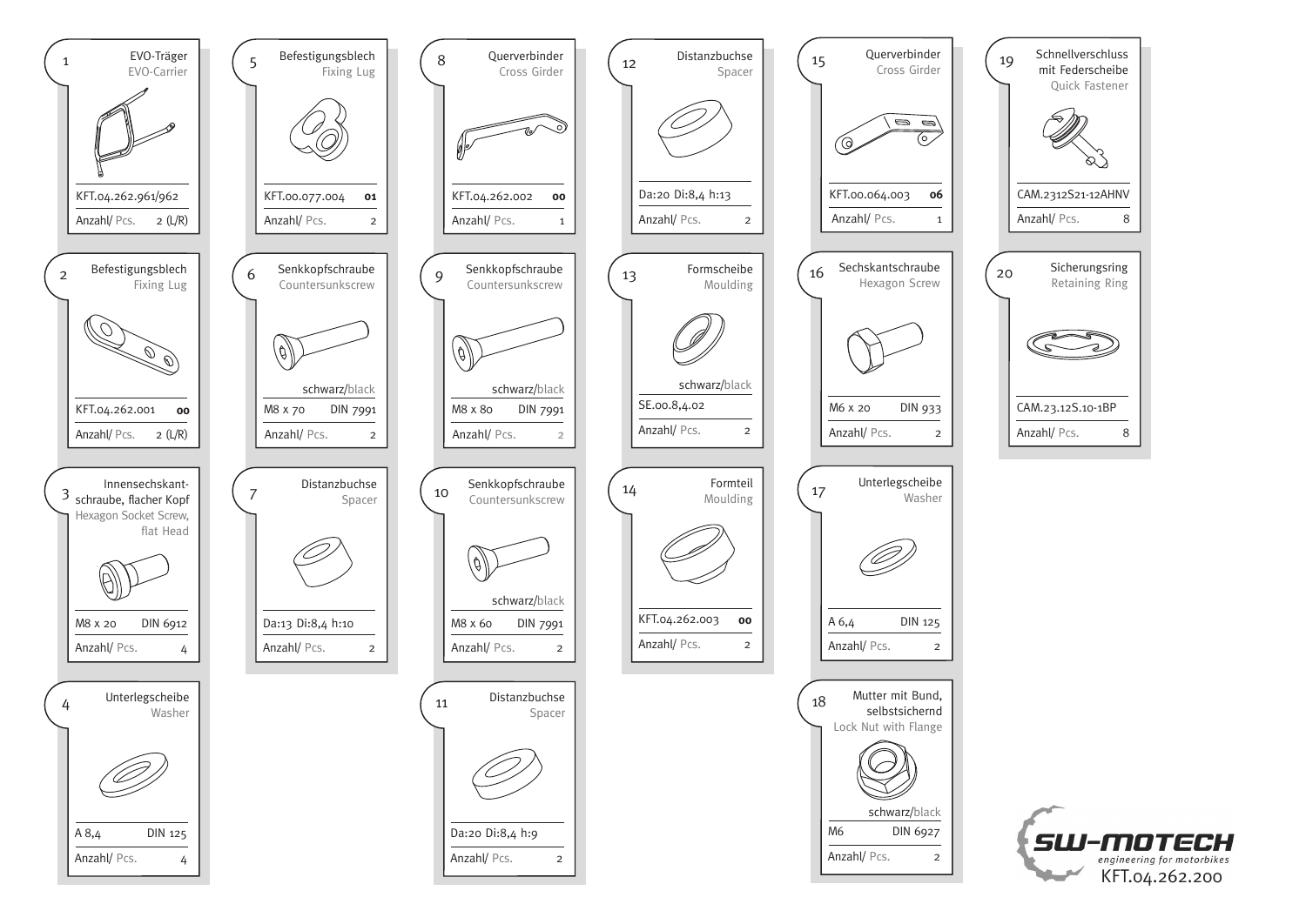| Nr. | Bezeichnung | Description | Artikel / Norm | Farbe | Anzahl/ Pcs. |
| --- | --- | --- | --- | --- | --- |
| 1 | EVO-Träger | EVO-Carrier | KFT.04.262.961/962 | | 2 (L/R) |
| 2 | Befestigungsblech | Fixing Lug | KFT.04.262.001 **00** | | 2 (L/R) |
| 3 | Innensechskantschraube, flacher Kopf | Hexagon Socket Screw, flat Head | M8 x 20 DIN 6912 | | 4 |
| 4 | Unterlegscheibe | Washer | A 8,4 DIN 125 | | 4 |
| 5 | Befestigungsblech | Fixing Lug | KFT.00.077.004 **01** | | 2 |
| 6 | Senkkopfschraube | Countersunkscrew | M8 x 70 DIN 7991 | schwarz/black | 2 |
| 7 | Distanzbuchse | Spacer | Da:13 Di:8,4 h:10 | | 2 |
| 8 | Querverbinder | Cross Girder | KFT.04.262.002 **00** | | 1 |
| 9 | Senkkopfschraube | Countersunkscrew | M8 x 80 DIN 7991 | schwarz/black | 2 |
| 10 | Senkkopfschraube | Countersunkscrew | M8 x 60 DIN 7991 | schwarz/black | 2 |
| 11 | Distanzbuchse | Spacer | Da:20 Di:8,4 h:9 | | 2 |
| 12 | Distanzbuchse | Spacer | Da:20 Di:8,4 h:13 | | 2 |
| 13 | Formscheibe | Moulding | SE.00.8,4.02 | schwarz/black | 2 |
| 14 | Formteil | Moulding | KFT.04.262.003 **00** | | 2 |
| 15 | Querverbinder | Cross Girder | KFT.00.064.003 **06** | | 1 |
| 16 | Sechskantschraube | Hexagon Screw | M6 x 20 DIN 933 | | 2 |
| 17 | Unterlegscheibe | Washer | A 6,4 DIN 125 | | 2 |
| 18 | Mutter mit Bund, selbstsichernd | Lock Nut with Flange | M6 DIN 6927 | schwarz/black | 2 |
| 19 | Schnellverschluss mit Federscheibe | Quick Fastener | CAM.2312S21-12AHNV | | 8 |
| 20 | Sicherungsring | Retaining Ring | CAM.23.12S.10-1BP | | 8 |

SW-MOTECH
engineering for motorbikes
KFT.04.262.200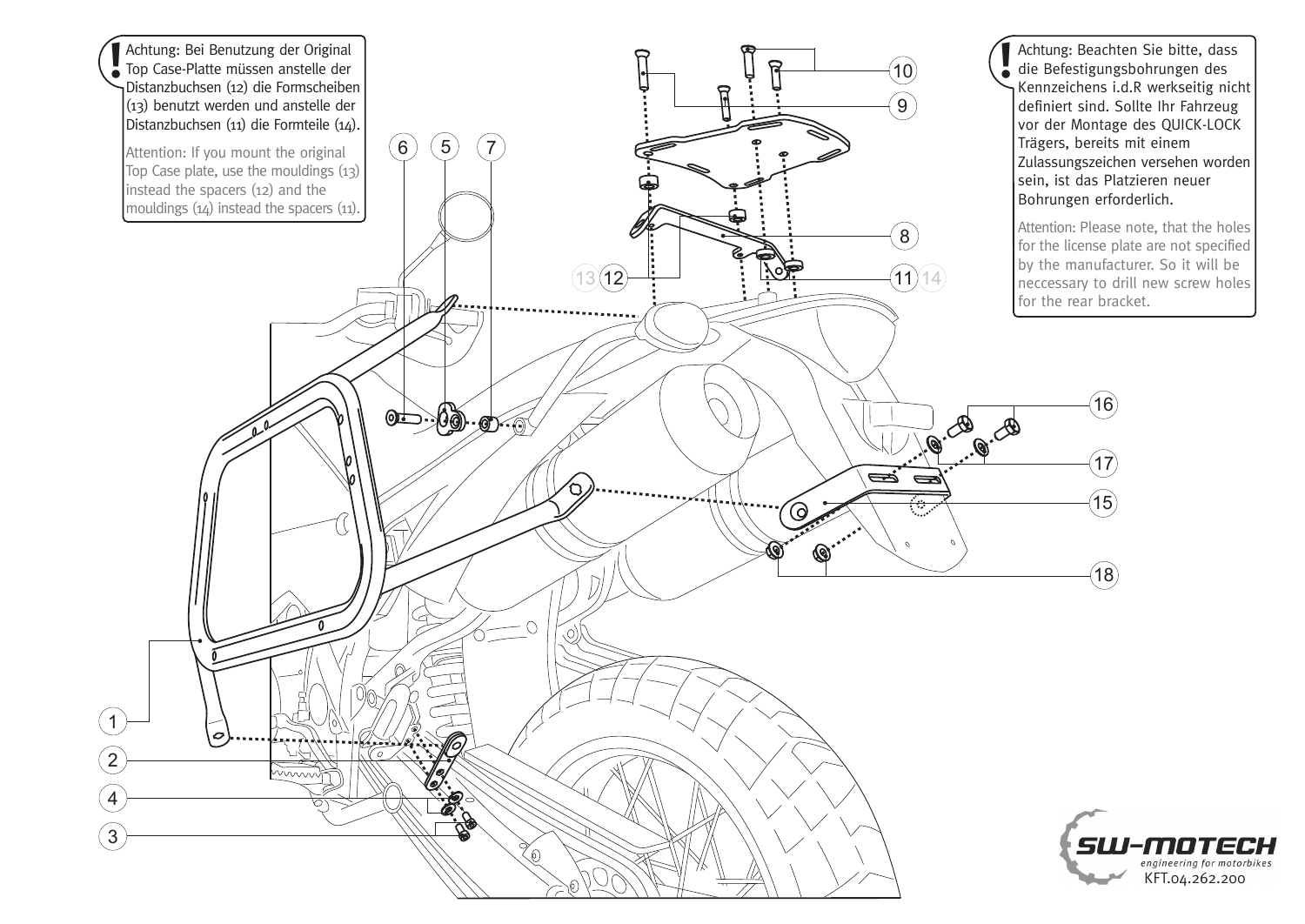Achtung: Bei Benutzung der Original Top Case-Platte müssen anstelle der Distanzbuchsen (12) die Formscheiben (13) benutzt werden und anstelle der Distanzbuchsen (11) die Formteile (14).

Attention: If you mount the original Top Case plate, use the mouldings (13) instead the spacers (12) and the mouldings (14) instead the spacers (11).

Achtung: Beachten Sie bitte, dass die Befestigungsbohrungen des Kennzeichens i.d.R werkseitig nicht definiert sind. Sollte Ihr Fahrzeug vor der Montage des QUICK-LOCK Trägers, bereits mit einem Zulassungszeichen versehen worden sein, ist das Platzieren neuer Bohrungen erforderlich.

Attention: Please note, that the holes for the license plate are not specified by the manufacturer. So it will be neccessary to drill new screw holes for the rear bracket.

6 5 7

10

9

8

13 12

11 14

16

17

15

18

1

2

4

3

SW-MOTECH
engineering for motorbikes
KFT.04.262.200